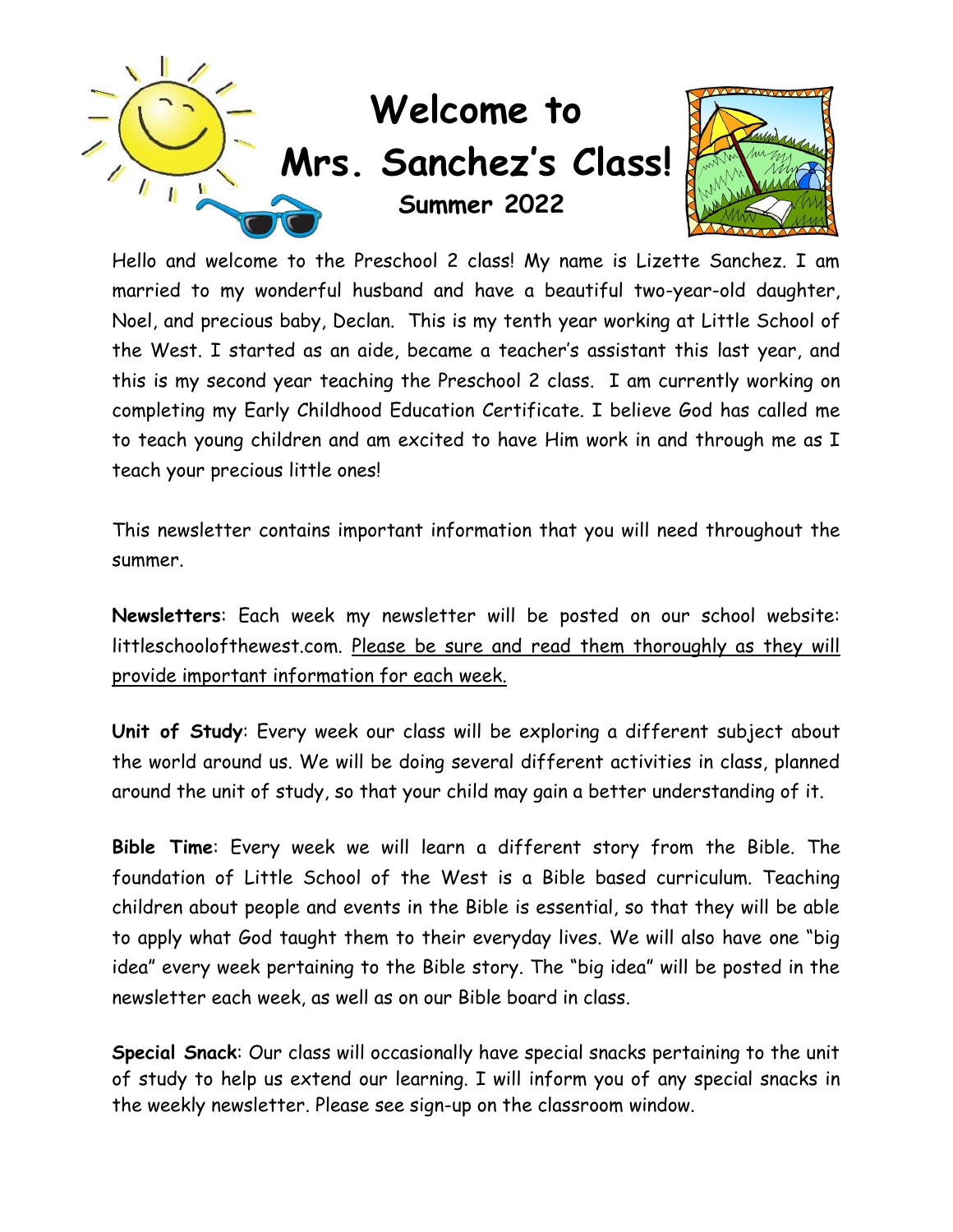# Welcome to Mrs. Sanchez's Class!

## Summer 2022

Hello and welcome to the Preschool 2 class! My name is Lizette Sanchez. I am married to my wonderful husband and have a beautiful two-year-old daughter, Noel, and precious baby, Declan. This is my tenth year working at Little School of the West. I started as an aide, became a teacher's assistant this last year, and this is my second year teaching the Preschool 2 class. I am currently working on completing my Early Childhood Education Certificate. I believe God has called me to teach young children and am excited to have Him work in and through me as I teach your precious little ones!

This newsletter contains important information that you will need throughout the summer.

**Newsletters**: Each week my newsletter will be posted on our school website: littleschoolofthewest.com. Please be sure and read them thoroughly as they will provide important information for each week.

**Unit of Study**: Every week our class will be exploring a different subject about the world around us. We will be doing several different activities in class, planned around the unit of study, so that your child may gain a better understanding of it.

**Bible Time**: Every week we will learn a different story from the Bible. The foundation of Little School of the West is a Bible based curriculum. Teaching children about people and events in the Bible is essential, so that they will be able to apply what God taught them to their everyday lives. We will also have one "big idea" every week pertaining to the Bible story. The "big idea" will be posted in the newsletter each week, as well as on our Bible board in class.

**Special Snack**: Our class will occasionally have special snacks pertaining to the unit of study to help us extend our learning. I will inform you of any special snacks in the weekly newsletter. Please see sign-up on the classroom window.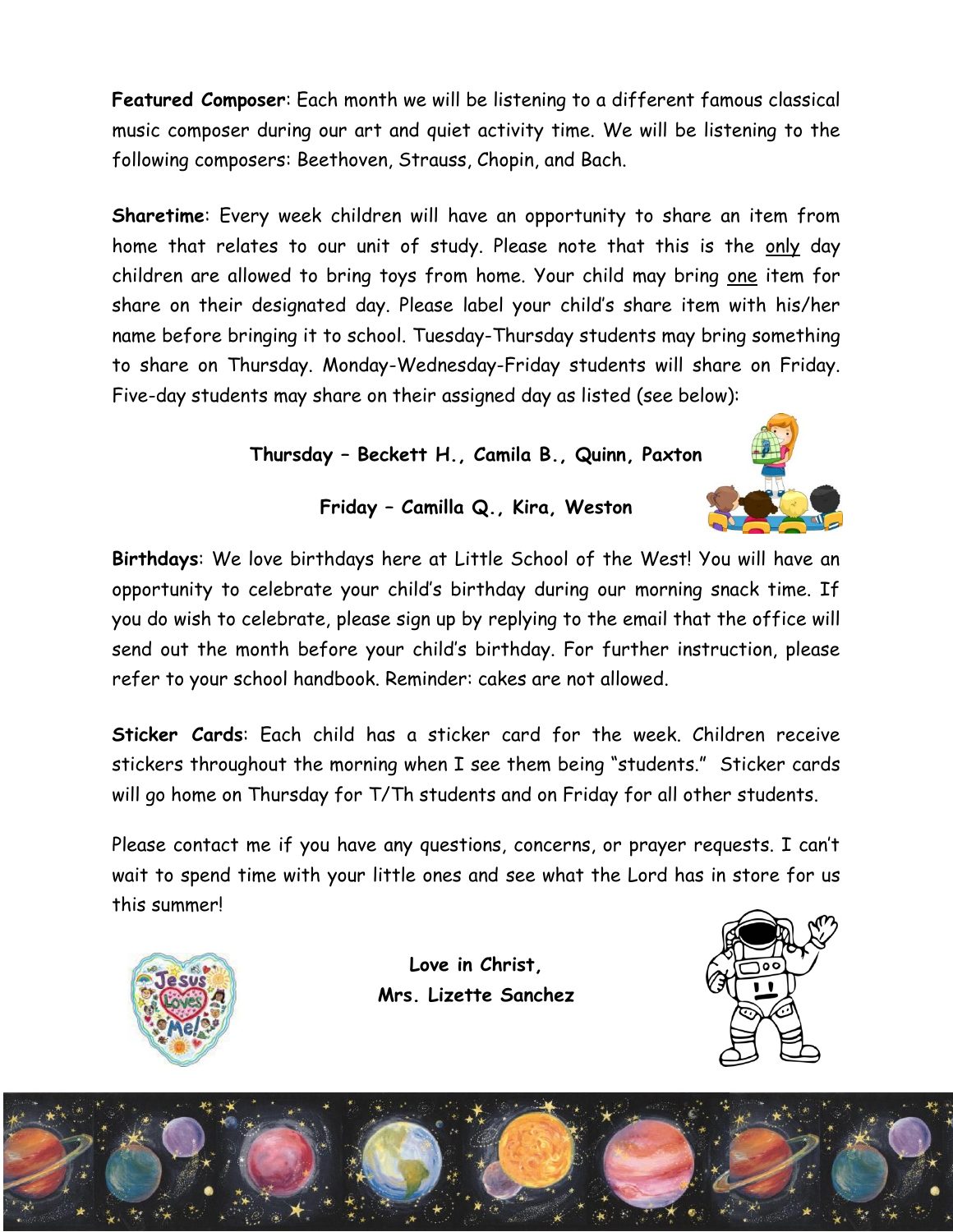**Featured Composer**: Each month we will be listening to a different famous classical music composer during our art and quiet activity time. We will be listening to the following composers: Beethoven, Strauss, Chopin, and Bach.

**Sharetime**: Every week children will have an opportunity to share an item from home that relates to our unit of study. Please note that this is the only day children are allowed to bring toys from home. Your child may bring one item for share on their designated day. Please label your child's share item with his/her name before bringing it to school. Tuesday-Thursday students may bring something to share on Thursday. Monday-Wednesday-Friday students will share on Friday. Five-day students may share on their assigned day as listed (see below):

**Thursday – Beckett H., Camila B., Quinn, Paxton**

**Friday – Camilla Q., Kira, Weston**

**Birthdays**: We love birthdays here at Little School of the West! You will have an opportunity to celebrate your child's birthday during our morning snack time. If you do wish to celebrate, please sign up by replying to the email that the office will send out the month before your child's birthday. For further instruction, please refer to your school handbook. Reminder: cakes are not allowed.

**Sticker Cards**: Each child has a sticker card for the week. Children receive stickers throughout the morning when I see them being "students." Sticker cards will go home on Thursday for T/Th students and on Friday for all other students.

Please contact me if you have any questions, concerns, or prayer requests. I can't wait to spend time with your little ones and see what the Lord has in store for us this summer!

**Love in Christ,**
**Mrs. Lizette Sanchez**